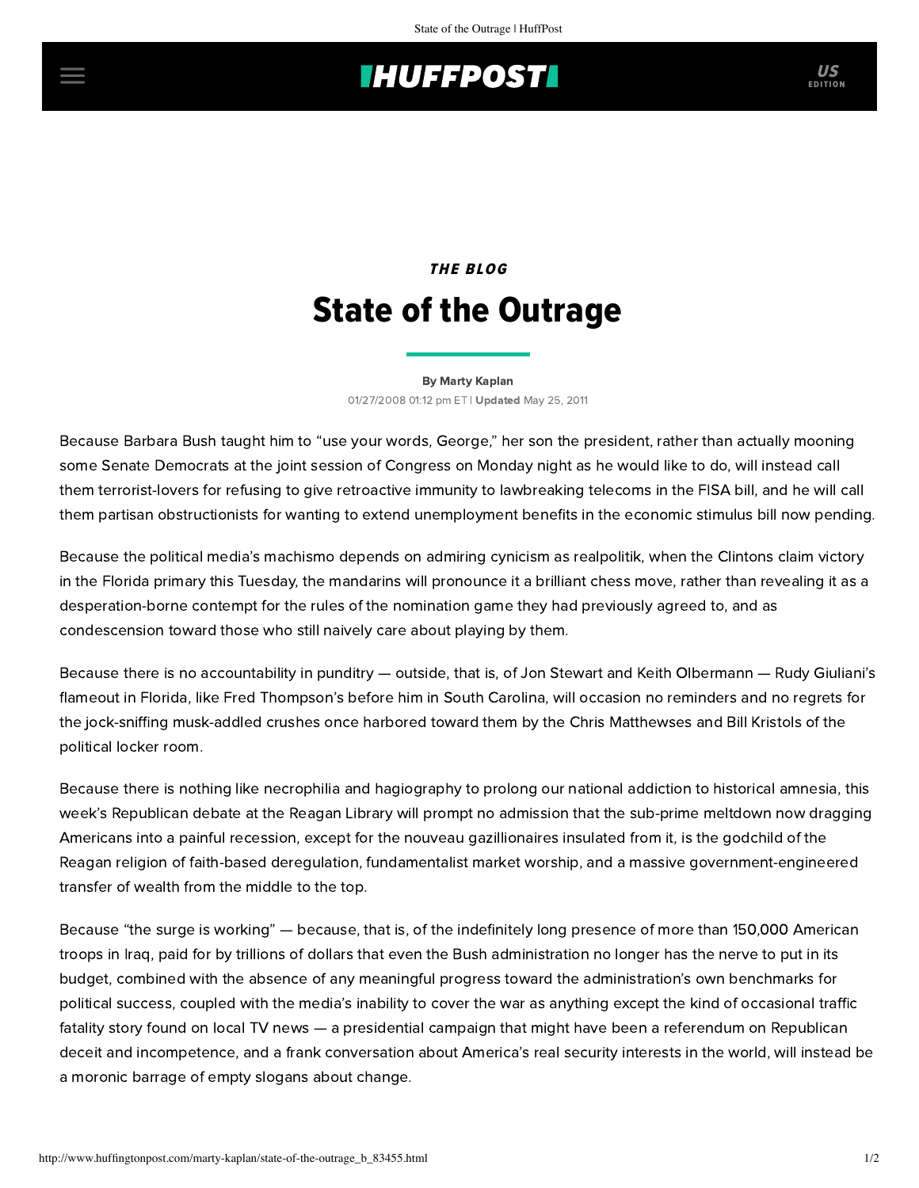*THE BLOG*

# State of the Outrage

By Marty Kaplan

01/27/2008 01:12 pm ET | **Updated** May 25, 2011

Because Barbara Bush taught him to "use your words, George," her son the president, rather than actually mooning some Senate Democrats at the joint session of Congress on Monday night as he would like to do, will instead call them terrorist-lovers for refusing to give retroactive immunity to lawbreaking telecoms in the FISA bill, and he will call them partisan obstructionists for wanting to extend unemployment benefits in the economic stimulus bill now pending.

Because the political media's machismo depends on admiring cynicism as realpolitik, when the Clintons claim victory in the Florida primary this Tuesday, the mandarins will pronounce it a brilliant chess move, rather than revealing it as a desperation-borne contempt for the rules of the nomination game they had previously agreed to, and as condescension toward those who still naively care about playing by them.

Because there is no accountability in punditry — outside, that is, of Jon Stewart and Keith Olbermann — Rudy Giuliani's flameout in Florida, like Fred Thompson's before him in South Carolina, will occasion no reminders and no regrets for the jock-sniffing musk-addled crushes once harbored toward them by the Chris Matthewses and Bill Kristols of the political locker room.

Because there is nothing like necrophilia and hagiography to prolong our national addiction to historical amnesia, this week's Republican debate at the Reagan Library will prompt no admission that the sub-prime meltdown now dragging Americans into a painful recession, except for the nouveau gazillionaires insulated from it, is the godchild of the Reagan religion of faith-based deregulation, fundamentalist market worship, and a massive government-engineered transfer of wealth from the middle to the top.

Because "the surge is working" — because, that is, of the indefinitely long presence of more than 150,000 American troops in Iraq, paid for by trillions of dollars that even the Bush administration no longer has the nerve to put in its budget, combined with the absence of any meaningful progress toward the administration's own benchmarks for political success, coupled with the media's inability to cover the war as anything except the kind of occasional traffic fatality story found on local TV news — a presidential campaign that might have been a referendum on Republican deceit and incompetence, and a frank conversation about America's real security interests in the world, will instead be a moronic barrage of empty slogans about change.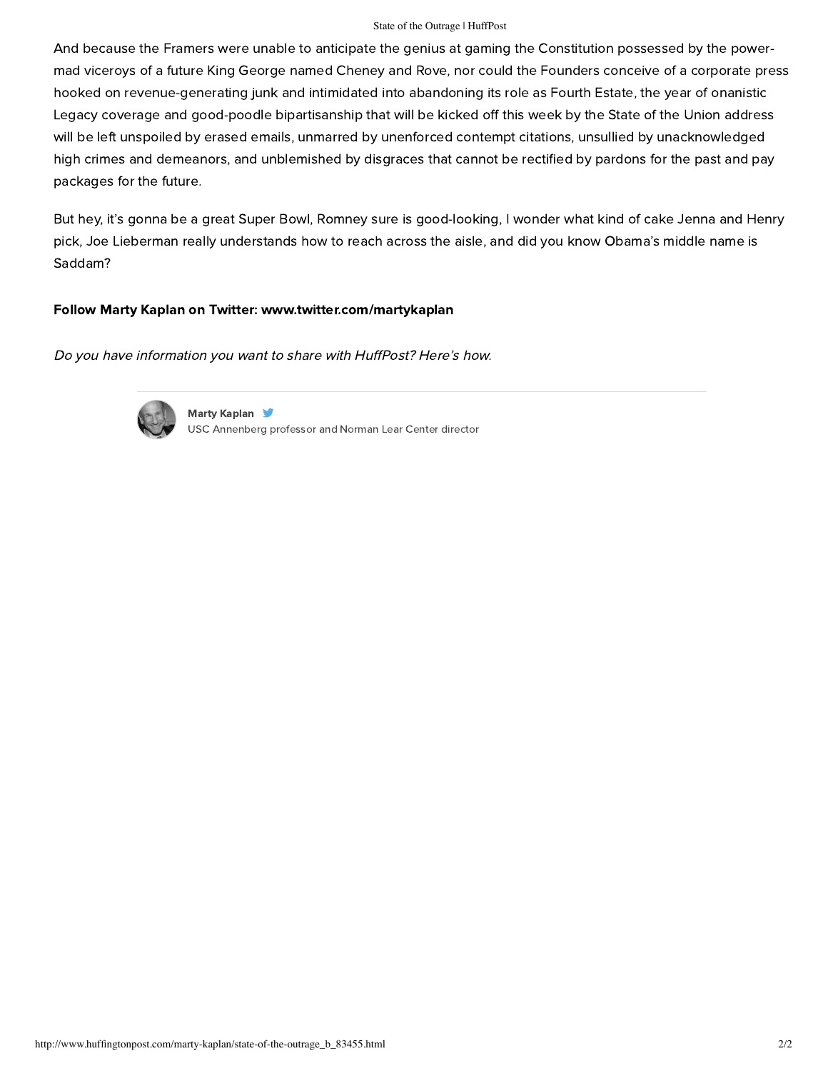And because the Framers were unable to anticipate the genius at gaming the Constitution possessed by the power-mad viceroys of a future King George named Cheney and Rove, nor could the Founders conceive of a corporate press hooked on revenue-generating junk and intimidated into abandoning its role as Fourth Estate, the year of onanistic Legacy coverage and good-poodle bipartisanship that will be kicked off this week by the State of the Union address will be left unspoiled by erased emails, unmarred by unenforced contempt citations, unsullied by unacknowledged high crimes and demeanors, and unblemished by disgraces that cannot be rectified by pardons for the past and pay packages for the future.

But hey, it's gonna be a great Super Bowl, Romney sure is good-looking, I wonder what kind of cake Jenna and Henry pick, Joe Lieberman really understands how to reach across the aisle, and did you know Obama's middle name is Saddam?

**Follow Marty Kaplan on Twitter: www.twitter.com/martykaplan**

*Do you have information you want to share with HuffPost? Here's how.*

---

**Marty Kaplan**
USC Annenberg professor and Norman Lear Center director